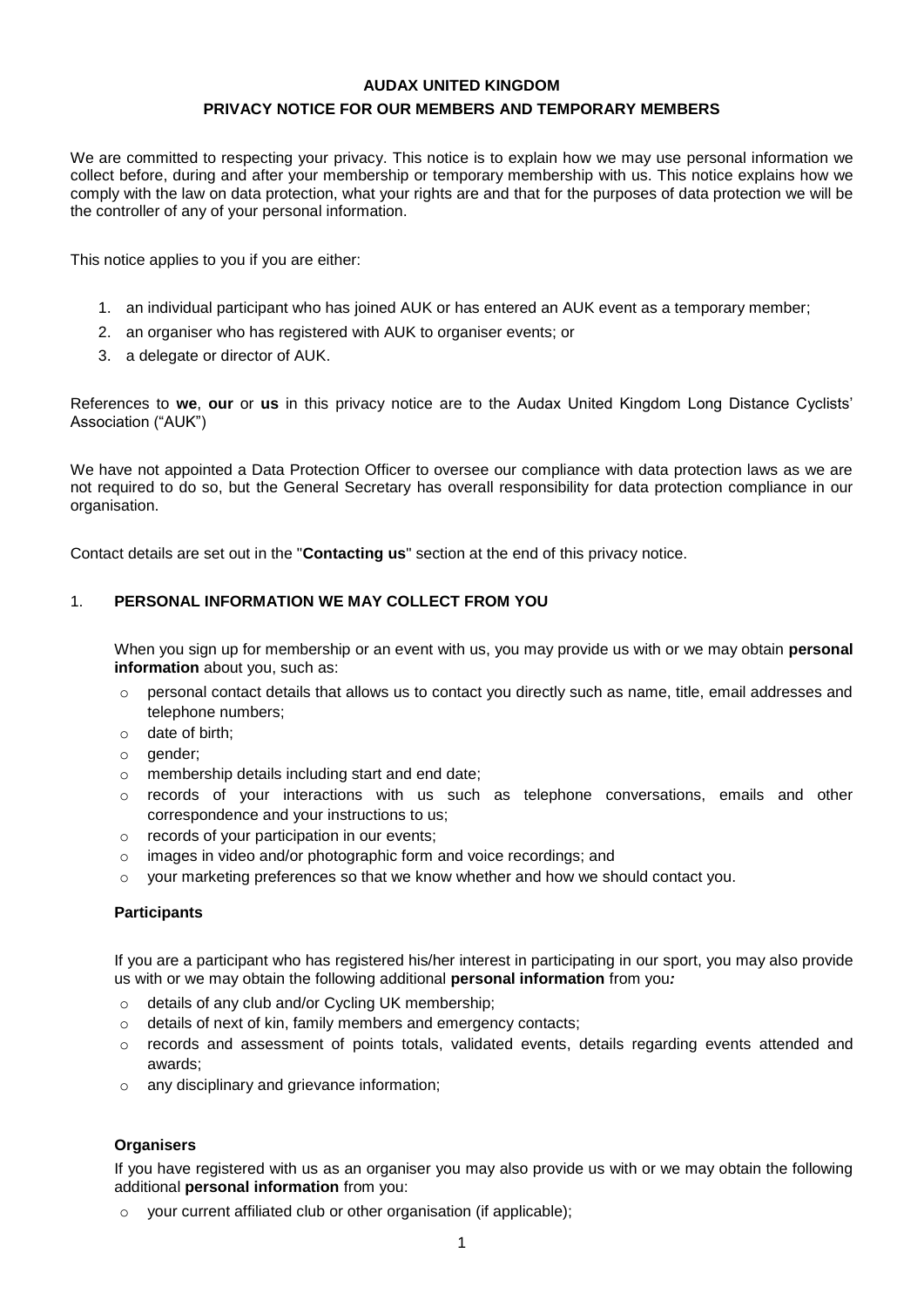# AUDAX UNITED KINGDOM

## PRIVACY NOTICE FOR OUR MEMBERS AND TEMPORARY MEMBERS

We are committed to respecting your privacy. This notice is to explain how we may use personal information we collect before, during and after your membership or temporary membership with us. This notice explains how we comply with the law on data protection, what your rights are and that for the purposes of data protection we will be the controller of any of your personal information.

This notice applies to you if you are either:

1. an individual participant who has joined AUK or has entered an AUK event as a temporary member;
2. an organiser who has registered with AUK to organiser events; or
3. a delegate or director of AUK.

References to **we**, **our** or **us** in this privacy notice are to the Audax United Kingdom Long Distance Cyclists' Association ("AUK")

We have not appointed a Data Protection Officer to oversee our compliance with data protection laws as we are not required to do so, but the General Secretary has overall responsibility for data protection compliance in our organisation.

Contact details are set out in the "**Contacting us**" section at the end of this privacy notice.

## 1. PERSONAL INFORMATION WE MAY COLLECT FROM YOU

When you sign up for membership or an event with us, you may provide us with or we may obtain **personal information** about you, such as:

- personal contact details that allows us to contact you directly such as name, title, email addresses and telephone numbers;
- date of birth;
- gender;
- membership details including start and end date;
- records of your interactions with us such as telephone conversations, emails and other correspondence and your instructions to us;
- records of your participation in our events;
- images in video and/or photographic form and voice recordings; and
- your marketing preferences so that we know whether and how we should contact you.

### Participants

If you are a participant who has registered his/her interest in participating in our sport, you may also provide us with or we may obtain the following additional **personal information** from you*:*

- details of any club and/or Cycling UK membership;
- details of next of kin, family members and emergency contacts;
- records and assessment of points totals, validated events, details regarding events attended and awards;
- any disciplinary and grievance information;

### Organisers

If you have registered with us as an organiser you may also provide us with or we may obtain the following additional **personal information** from you:

- your current affiliated club or other organisation (if applicable);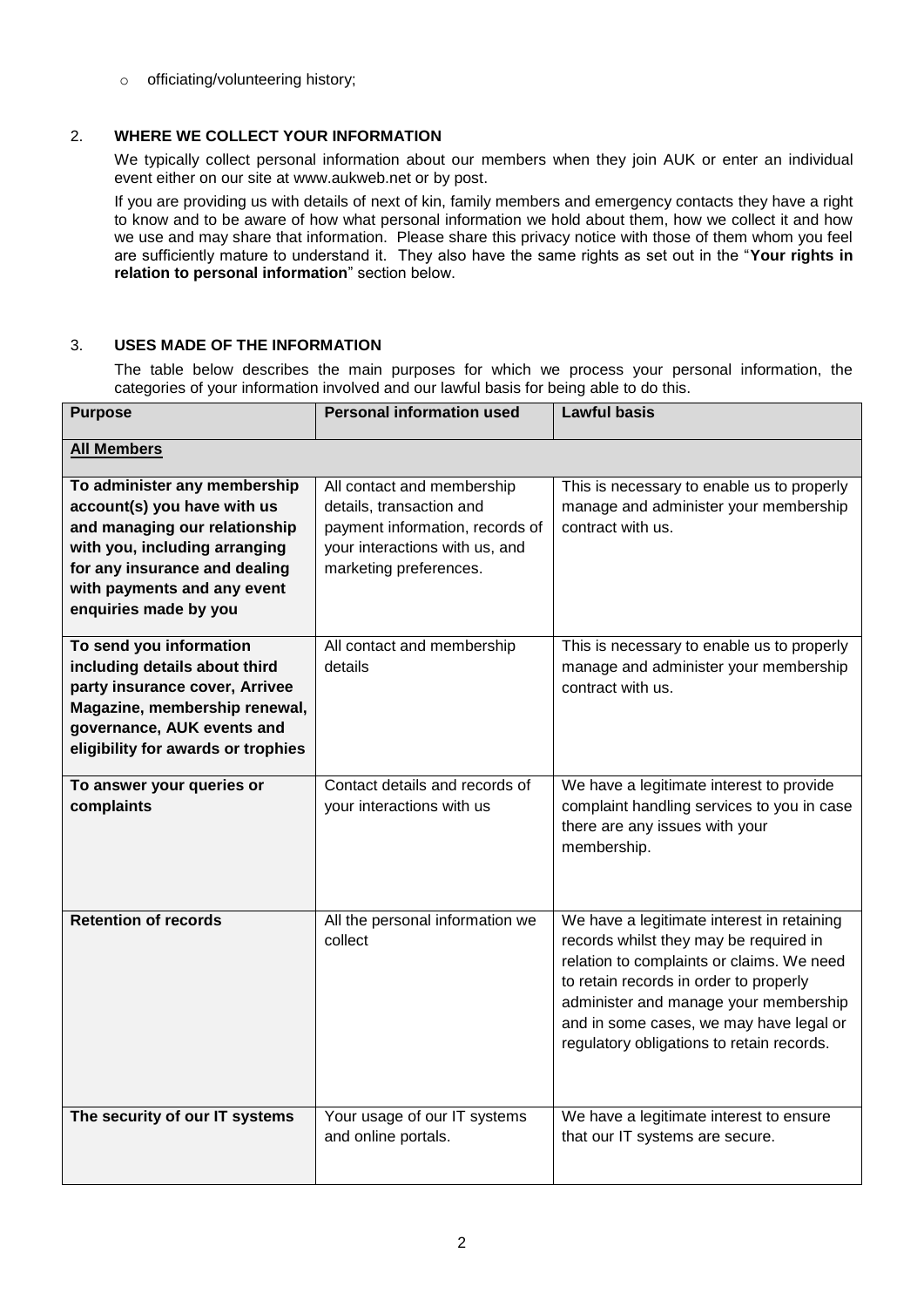- officiating/volunteering history;

## 2. WHERE WE COLLECT YOUR INFORMATION

We typically collect personal information about our members when they join AUK or enter an individual event either on our site at www.aukweb.net or by post.

If you are providing us with details of next of kin, family members and emergency contacts they have a right to know and to be aware of how what personal information we hold about them, how we collect it and how we use and may share that information. Please share this privacy notice with those of them whom you feel are sufficiently mature to understand it. They also have the same rights as set out in the "**Your rights in relation to personal information**" section below.

## 3. USES MADE OF THE INFORMATION

The table below describes the main purposes for which we process your personal information, the categories of your information involved and our lawful basis for being able to do this.

| Purpose | Personal information used | Lawful basis |
|---|---|---|
| **All Members** | | |
| **To administer any membership account(s) you have with us and managing our relationship with you, including arranging for any insurance and dealing with payments and any event enquiries made by you** | All contact and membership details, transaction and payment information, records of your interactions with us, and marketing preferences. | This is necessary to enable us to properly manage and administer your membership contract with us. |
| **To send you information including details about third party insurance cover, Arrivee Magazine, membership renewal, governance, AUK events and eligibility for awards or trophies** | All contact and membership details | This is necessary to enable us to properly manage and administer your membership contract with us. |
| **To answer your queries or complaints** | Contact details and records of your interactions with us | We have a legitimate interest to provide complaint handling services to you in case there are any issues with your membership. |
| **Retention of records** | All the personal information we collect | We have a legitimate interest in retaining records whilst they may be required in relation to complaints or claims. We need to retain records in order to properly administer and manage your membership and in some cases, we may have legal or regulatory obligations to retain records. |
| **The security of our IT systems** | Your usage of our IT systems and online portals. | We have a legitimate interest to ensure that our IT systems are secure. |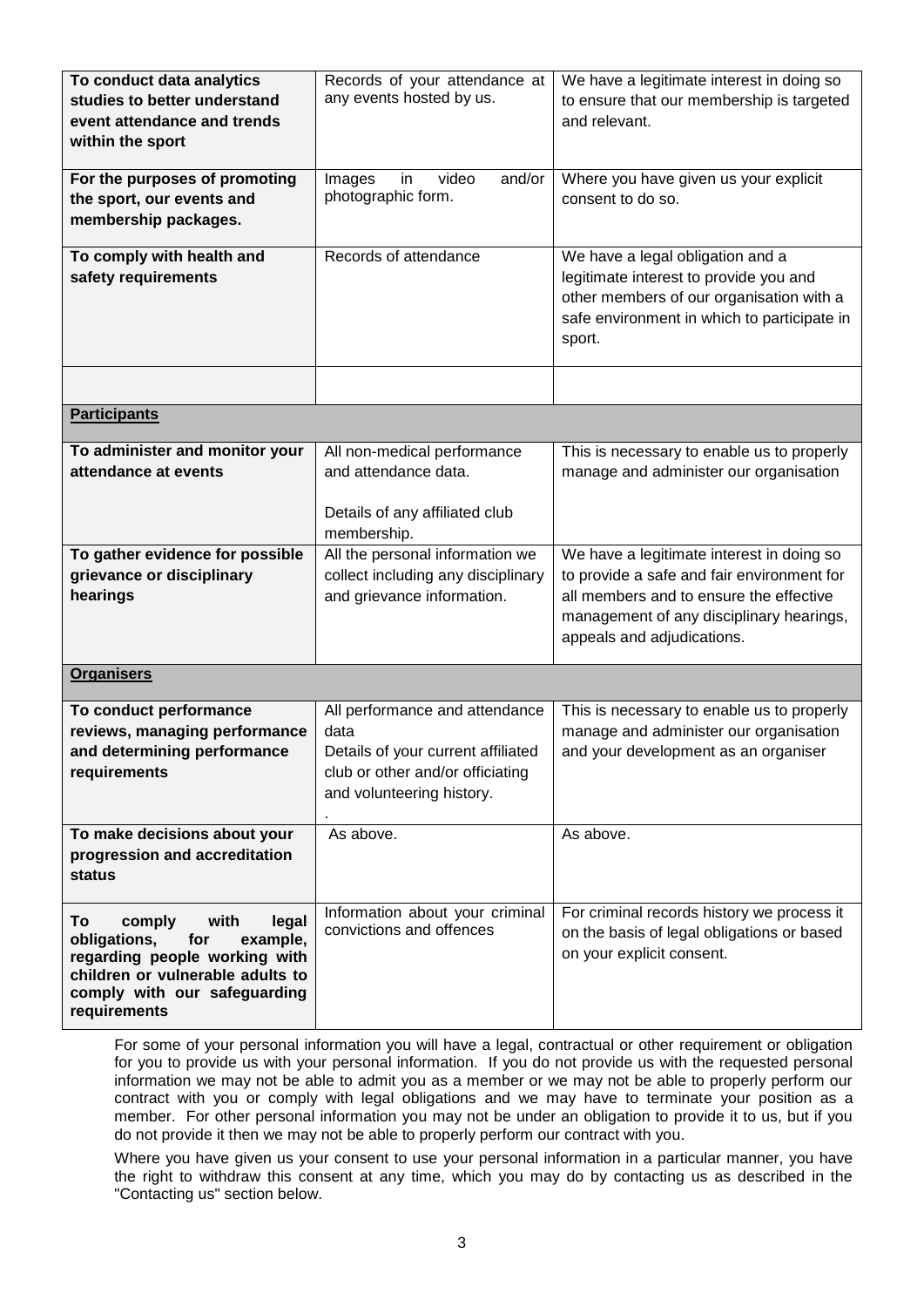| | | |
|---|---|---|
| **To conduct data analytics studies to better understand event attendance and trends within the sport** | Records of your attendance at any events hosted by us. | We have a legitimate interest in doing so to ensure that our membership is targeted and relevant. |
| **For the purposes of promoting the sport, our events and membership packages.** | Images in video and/or photographic form. | Where you have given us your explicit consent to do so. |
| **To comply with health and safety requirements** | Records of attendance | We have a legal obligation and a legitimate interest to provide you and other members of our organisation with a safe environment in which to participate in sport. |
| | | |
| **Participants** | | |
| **To administer and monitor your attendance at events** | All non-medical performance and attendance data.<br><br>Details of any affiliated club membership. | This is necessary to enable us to properly manage and administer our organisation |
| **To gather evidence for possible grievance or disciplinary hearings** | All the personal information we collect including any disciplinary and grievance information. | We have a legitimate interest in doing so to provide a safe and fair environment for all members and to ensure the effective management of any disciplinary hearings, appeals and adjudications. |
| **Organisers** | | |
| **To conduct performance reviews, managing performance and determining performance requirements** | All performance and attendance data<br>Details of your current affiliated club or other and/or officiating and volunteering history.<br>. | This is necessary to enable us to properly manage and administer our organisation and your development as an organiser |
| **To make decisions about your progression and accreditation status** | As above. | As above. |
| **To comply with legal obligations, for example, regarding people working with children or vulnerable adults to comply with our safeguarding requirements** | Information about your criminal convictions and offences | For criminal records history we process it on the basis of legal obligations or based on your explicit consent. |

For some of your personal information you will have a legal, contractual or other requirement or obligation for you to provide us with your personal information. If you do not provide us with the requested personal information we may not be able to admit you as a member or we may not be able to properly perform our contract with you or comply with legal obligations and we may have to terminate your position as a member. For other personal information you may not be under an obligation to provide it to us, but if you do not provide it then we may not be able to properly perform our contract with you.

Where you have given us your consent to use your personal information in a particular manner, you have the right to withdraw this consent at any time, which you may do by contacting us as described in the "Contacting us" section below.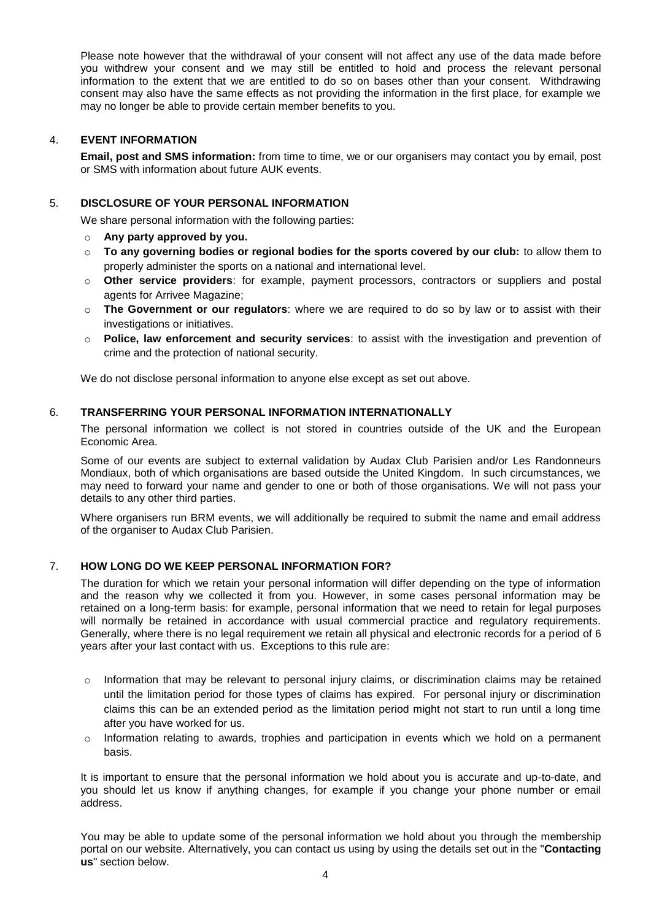Please note however that the withdrawal of your consent will not affect any use of the data made before you withdrew your consent and we may still be entitled to hold and process the relevant personal information to the extent that we are entitled to do so on bases other than your consent. Withdrawing consent may also have the same effects as not providing the information in the first place, for example we may no longer be able to provide certain member benefits to you.

## 4. EVENT INFORMATION

**Email, post and SMS information:** from time to time, we or our organisers may contact you by email, post or SMS with information about future AUK events.

## 5. DISCLOSURE OF YOUR PERSONAL INFORMATION

We share personal information with the following parties:

- **Any party approved by you.**
- **To any governing bodies or regional bodies for the sports covered by our club:** to allow them to properly administer the sports on a national and international level.
- **Other service providers**: for example, payment processors, contractors or suppliers and postal agents for Arrivee Magazine;
- **The Government or our regulators**: where we are required to do so by law or to assist with their investigations or initiatives.
- **Police, law enforcement and security services**: to assist with the investigation and prevention of crime and the protection of national security.

We do not disclose personal information to anyone else except as set out above.

## 6. TRANSFERRING YOUR PERSONAL INFORMATION INTERNATIONALLY

The personal information we collect is not stored in countries outside of the UK and the European Economic Area.

Some of our events are subject to external validation by Audax Club Parisien and/or Les Randonneurs Mondiaux, both of which organisations are based outside the United Kingdom. In such circumstances, we may need to forward your name and gender to one or both of those organisations. We will not pass your details to any other third parties.

Where organisers run BRM events, we will additionally be required to submit the name and email address of the organiser to Audax Club Parisien.

## 7. HOW LONG DO WE KEEP PERSONAL INFORMATION FOR?

The duration for which we retain your personal information will differ depending on the type of information and the reason why we collected it from you. However, in some cases personal information may be retained on a long-term basis: for example, personal information that we need to retain for legal purposes will normally be retained in accordance with usual commercial practice and regulatory requirements. Generally, where there is no legal requirement we retain all physical and electronic records for a period of 6 years after your last contact with us. Exceptions to this rule are:

- Information that may be relevant to personal injury claims, or discrimination claims may be retained until the limitation period for those types of claims has expired. For personal injury or discrimination claims this can be an extended period as the limitation period might not start to run until a long time after you have worked for us.
- Information relating to awards, trophies and participation in events which we hold on a permanent basis.

It is important to ensure that the personal information we hold about you is accurate and up-to-date, and you should let us know if anything changes, for example if you change your phone number or email address.

You may be able to update some of the personal information we hold about you through the membership portal on our website. Alternatively, you can contact us using by using the details set out in the "**Contacting us**" section below.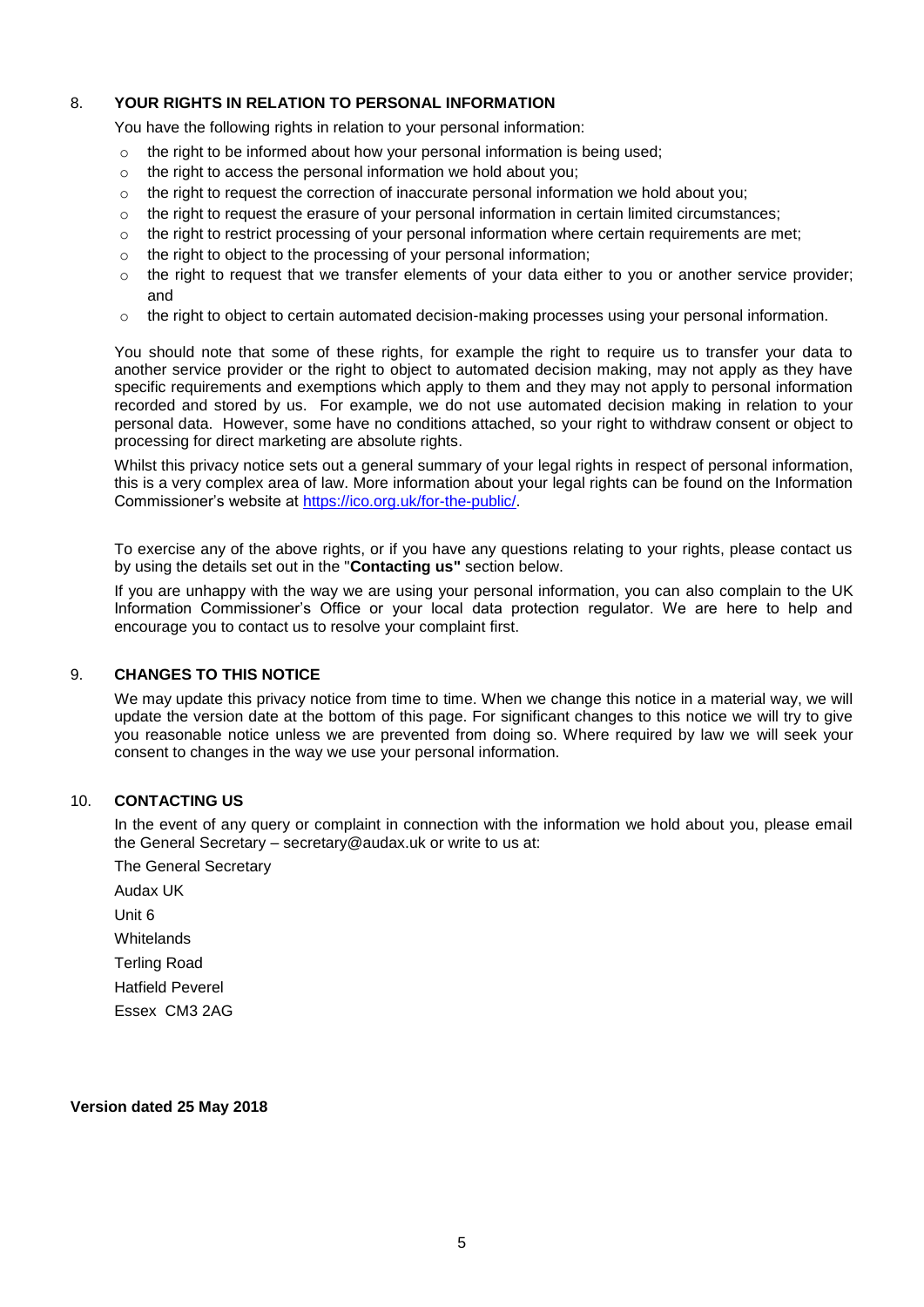## 8. YOUR RIGHTS IN RELATION TO PERSONAL INFORMATION

You have the following rights in relation to your personal information:

- the right to be informed about how your personal information is being used;
- the right to access the personal information we hold about you;
- the right to request the correction of inaccurate personal information we hold about you;
- the right to request the erasure of your personal information in certain limited circumstances;
- the right to restrict processing of your personal information where certain requirements are met;
- the right to object to the processing of your personal information;
- the right to request that we transfer elements of your data either to you or another service provider; and
- the right to object to certain automated decision-making processes using your personal information.

You should note that some of these rights, for example the right to require us to transfer your data to another service provider or the right to object to automated decision making, may not apply as they have specific requirements and exemptions which apply to them and they may not apply to personal information recorded and stored by us. For example, we do not use automated decision making in relation to your personal data. However, some have no conditions attached, so your right to withdraw consent or object to processing for direct marketing are absolute rights.

Whilst this privacy notice sets out a general summary of your legal rights in respect of personal information, this is a very complex area of law. More information about your legal rights can be found on the Information Commissioner's website at https://ico.org.uk/for-the-public/.

To exercise any of the above rights, or if you have any questions relating to your rights, please contact us by using the details set out in the "**Contacting us"** section below.

If you are unhappy with the way we are using your personal information, you can also complain to the UK Information Commissioner's Office or your local data protection regulator. We are here to help and encourage you to contact us to resolve your complaint first.

## 9. CHANGES TO THIS NOTICE

We may update this privacy notice from time to time. When we change this notice in a material way, we will update the version date at the bottom of this page. For significant changes to this notice we will try to give you reasonable notice unless we are prevented from doing so. Where required by law we will seek your consent to changes in the way we use your personal information.

## 10. CONTACTING US

In the event of any query or complaint in connection with the information we hold about you, please email the General Secretary – secretary@audax.uk or write to us at:

The General Secretary
Audax UK
Unit 6
Whitelands
Terling Road
Hatfield Peverel
Essex CM3 2AG

**Version dated 25 May 2018**